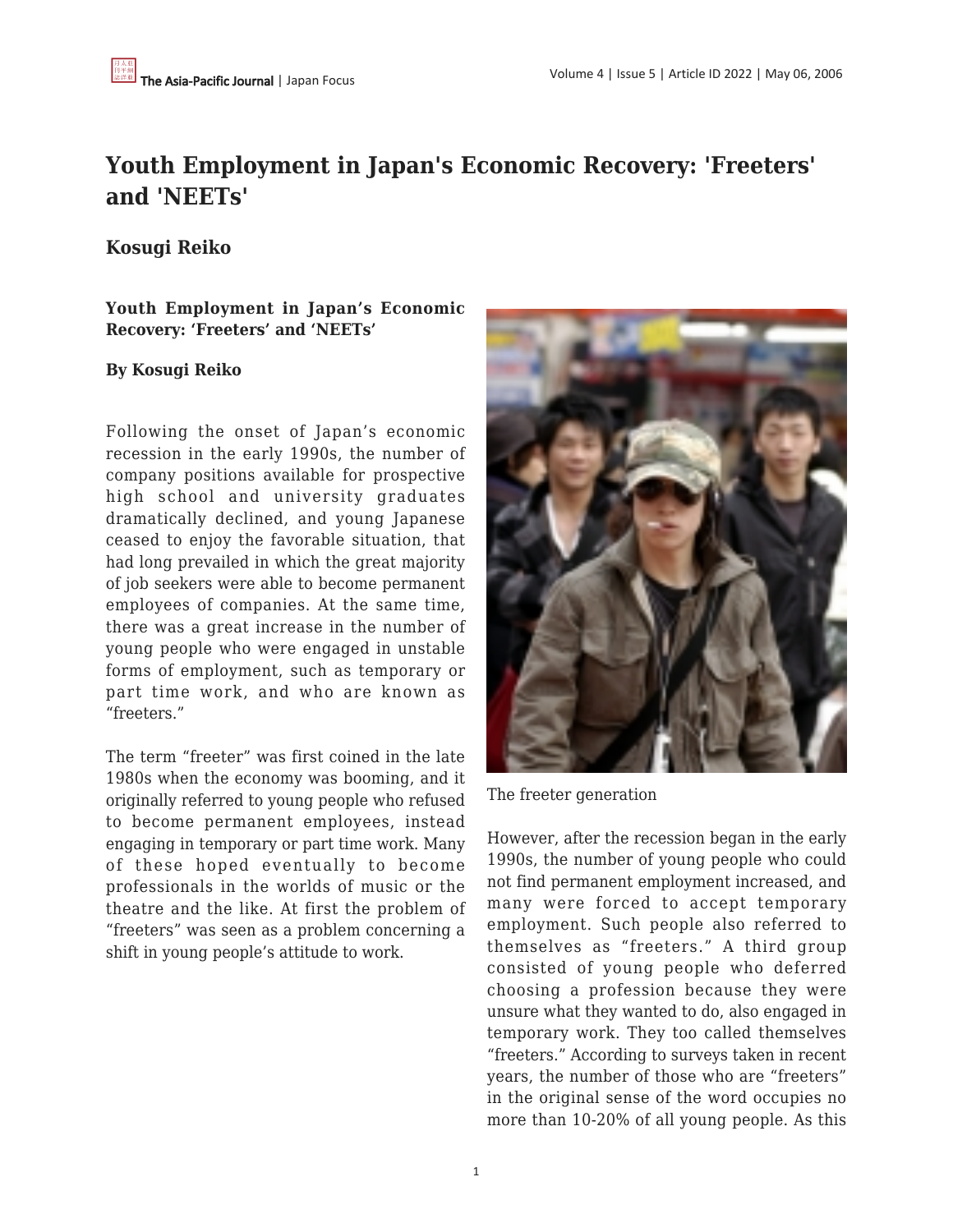# Youth Employment in Japan's Economic Recovery: 'Freeters' and 'NEETs'

## Kosugi Reiko

**Youth Employment in Japan's Economic Recovery: 'Freeters' and 'NEETs'**

**By Kosugi Reiko**

Following the onset of Japan's economic recession in the early 1990s, the number of company positions available for prospective high school and university graduates dramatically declined, and young Japanese ceased to enjoy the favorable situation, that had long prevailed in which the great majority of job seekers were able to become permanent employees of companies. At the same time, there was a great increase in the number of young people who were engaged in unstable forms of employment, such as temporary or part time work, and who are known as "freeters."

The term "freeter" was first coined in the late 1980s when the economy was booming, and it originally referred to young people who refused to become permanent employees, instead engaging in temporary or part time work. Many of these hoped eventually to become professionals in the worlds of music or the theatre and the like. At first the problem of "freeters" was seen as a problem concerning a shift in young people's attitude to work.

The freeter generation

However, after the recession began in the early 1990s, the number of young people who could not find permanent employment increased, and many were forced to accept temporary employment. Such people also referred to themselves as "freeters." A third group consisted of young people who deferred choosing a profession because they were unsure what they wanted to do, also engaged in temporary work. They too called themselves "freeters." According to surveys taken in recent years, the number of those who are "freeters" in the original sense of the word occupies no more than 10-20% of all young people. As this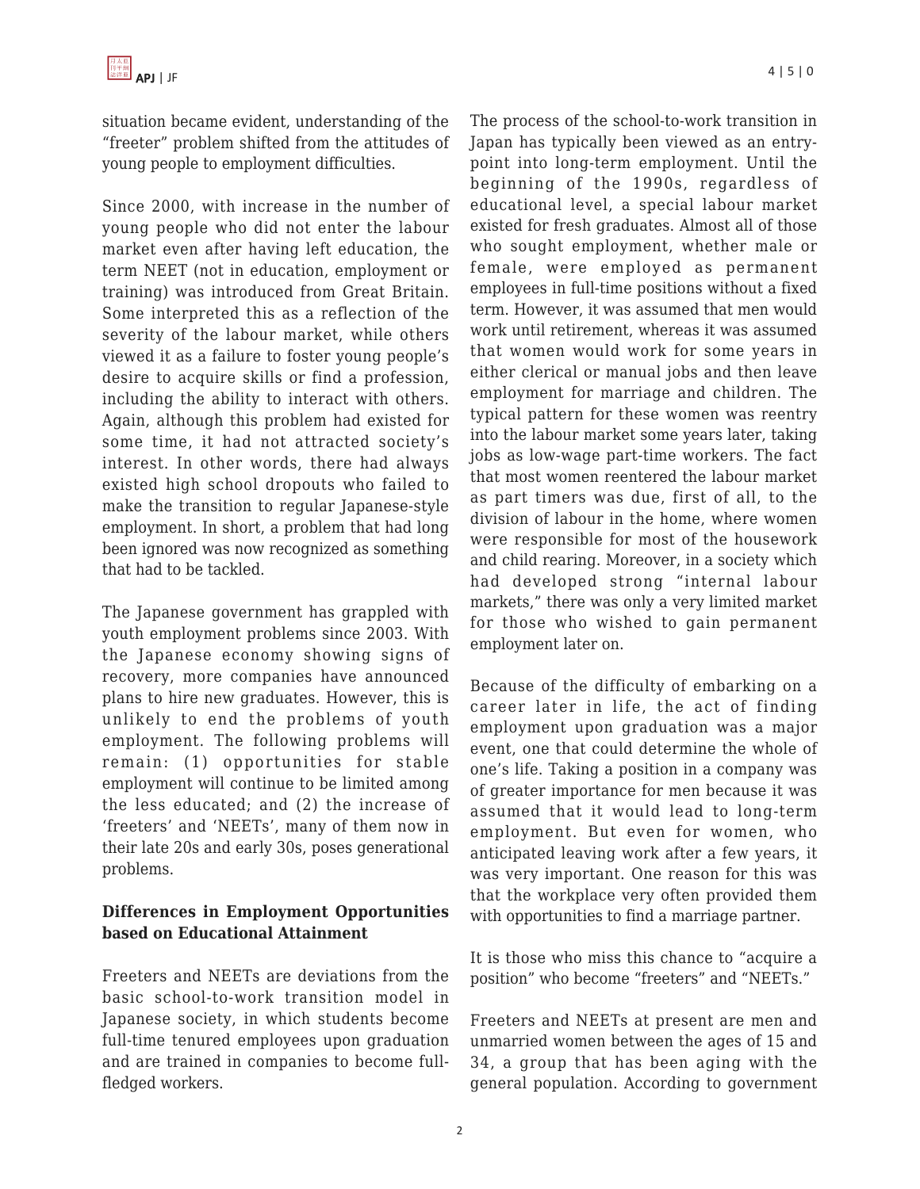situation became evident, understanding of the "freeter" problem shifted from the attitudes of young people to employment difficulties.

Since 2000, with increase in the number of young people who did not enter the labour market even after having left education, the term NEET (not in education, employment or training) was introduced from Great Britain. Some interpreted this as a reflection of the severity of the labour market, while others viewed it as a failure to foster young people's desire to acquire skills or find a profession, including the ability to interact with others. Again, although this problem had existed for some time, it had not attracted society's interest. In other words, there had always existed high school dropouts who failed to make the transition to regular Japanese-style employment. In short, a problem that had long been ignored was now recognized as something that had to be tackled.

The Japanese government has grappled with youth employment problems since 2003. With the Japanese economy showing signs of recovery, more companies have announced plans to hire new graduates. However, this is unlikely to end the problems of youth employment. The following problems will remain: (1) opportunities for stable employment will continue to be limited among the less educated; and (2) the increase of 'freeters' and 'NEETs', many of them now in their late 20s and early 30s, poses generational problems.

**Differences in Employment Opportunities based on Educational Attainment**

Freeters and NEETs are deviations from the basic school-to-work transition model in Japanese society, in which students become full-time tenured employees upon graduation and are trained in companies to become full-fledged workers.

The process of the school-to-work transition in Japan has typically been viewed as an entry-point into long-term employment. Until the beginning of the 1990s, regardless of educational level, a special labour market existed for fresh graduates. Almost all of those who sought employment, whether male or female, were employed as permanent employees in full-time positions without a fixed term. However, it was assumed that men would work until retirement, whereas it was assumed that women would work for some years in either clerical or manual jobs and then leave employment for marriage and children. The typical pattern for these women was reentry into the labour market some years later, taking jobs as low-wage part-time workers. The fact that most women reentered the labour market as part timers was due, first of all, to the division of labour in the home, where women were responsible for most of the housework and child rearing. Moreover, in a society which had developed strong "internal labour markets," there was only a very limited market for those who wished to gain permanent employment later on.

Because of the difficulty of embarking on a career later in life, the act of finding employment upon graduation was a major event, one that could determine the whole of one's life. Taking a position in a company was of greater importance for men because it was assumed that it would lead to long-term employment. But even for women, who anticipated leaving work after a few years, it was very important. One reason for this was that the workplace very often provided them with opportunities to find a marriage partner.

It is those who miss this chance to "acquire a position" who become "freeters" and "NEETs."

Freeters and NEETs at present are men and unmarried women between the ages of 15 and 34, a group that has been aging with the general population. According to government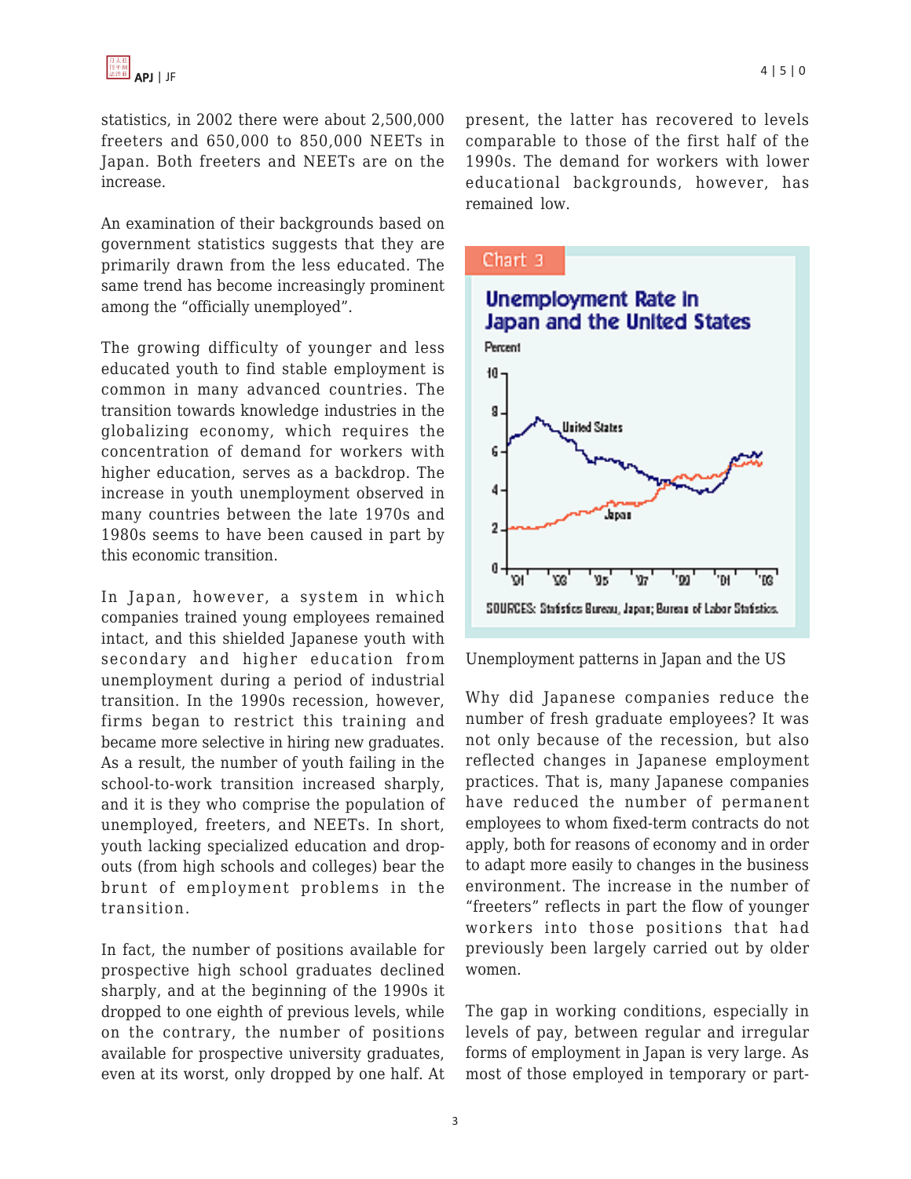statistics, in 2002 there were about 2,500,000 freeters and 650,000 to 850,000 NEETs in Japan. Both freeters and NEETs are on the increase.

An examination of their backgrounds based on government statistics suggests that they are primarily drawn from the less educated. The same trend has become increasingly prominent among the "officially unemployed".

The growing difficulty of younger and less educated youth to find stable employment is common in many advanced countries. The transition towards knowledge industries in the globalizing economy, which requires the concentration of demand for workers with higher education, serves as a backdrop. The increase in youth unemployment observed in many countries between the late 1970s and 1980s seems to have been caused in part by this economic transition.

In Japan, however, a system in which companies trained young employees remained intact, and this shielded Japanese youth with secondary and higher education from unemployment during a period of industrial transition. In the 1990s recession, however, firms began to restrict this training and became more selective in hiring new graduates. As a result, the number of youth failing in the school-to-work transition increased sharply, and it is they who comprise the population of unemployed, freeters, and NEETs. In short, youth lacking specialized education and drop-outs (from high schools and colleges) bear the brunt of employment problems in the transition.

In fact, the number of positions available for prospective high school graduates declined sharply, and at the beginning of the 1990s it dropped to one eighth of previous levels, while on the contrary, the number of positions available for prospective university graduates, even at its worst, only dropped by one half. At present, the latter has recovered to levels comparable to those of the first half of the 1990s. The demand for workers with lower educational backgrounds, however, has remained low.

Chart 3

**Unemployment Rate in Japan and the United States**

SOURCES: Statistics Bureau, Japan; Bureau of Labor Statistics.

Unemployment patterns in Japan and the US

Why did Japanese companies reduce the number of fresh graduate employees? It was not only because of the recession, but also reflected changes in Japanese employment practices. That is, many Japanese companies have reduced the number of permanent employees to whom fixed-term contracts do not apply, both for reasons of economy and in order to adapt more easily to changes in the business environment. The increase in the number of "freeters" reflects in part the flow of younger workers into those positions that had previously been largely carried out by older women.

The gap in working conditions, especially in levels of pay, between regular and irregular forms of employment in Japan is very large. As most of those employed in temporary or part-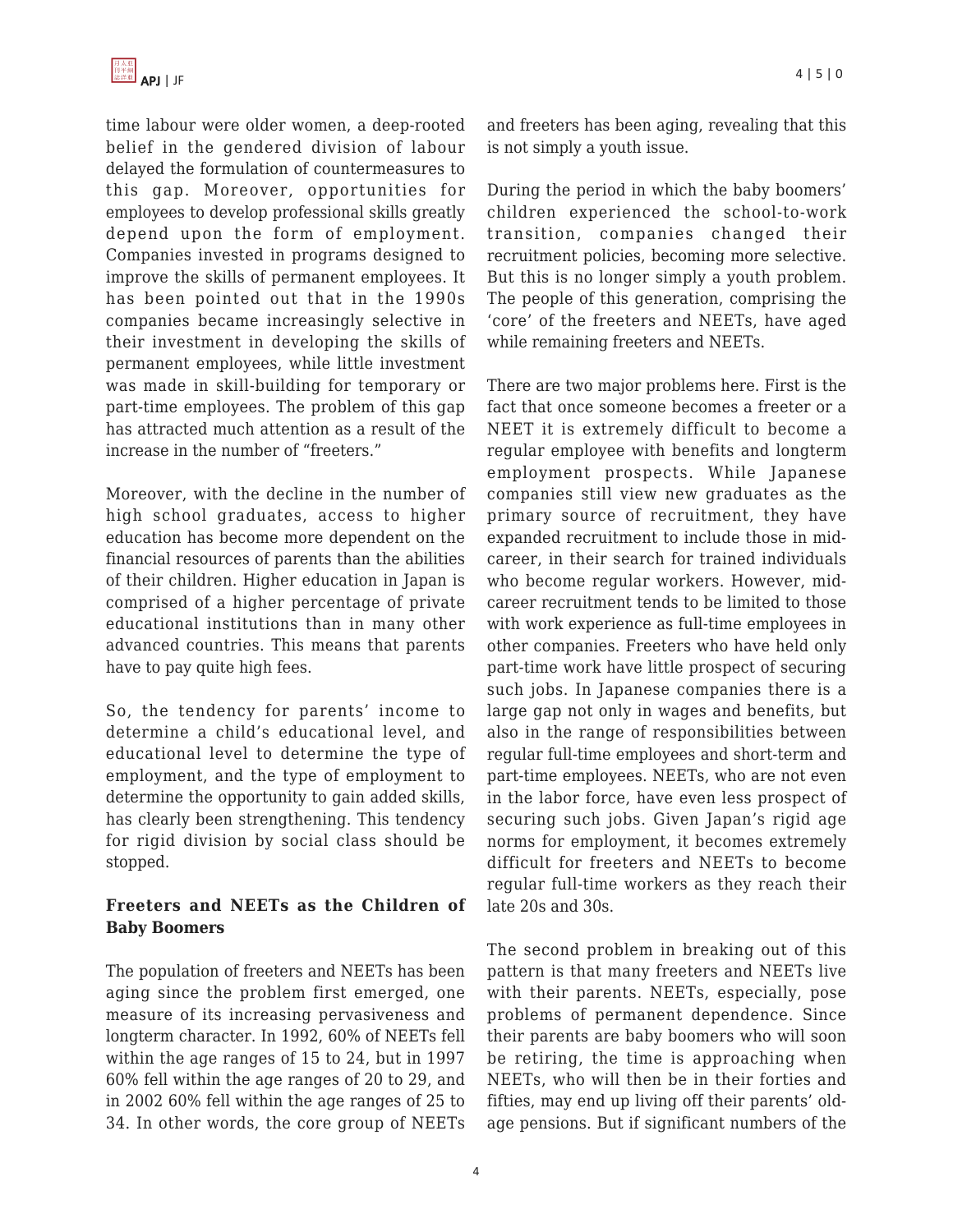time labour were older women, a deep-rooted belief in the gendered division of labour delayed the formulation of countermeasures to this gap. Moreover, opportunities for employees to develop professional skills greatly depend upon the form of employment. Companies invested in programs designed to improve the skills of permanent employees. It has been pointed out that in the 1990s companies became increasingly selective in their investment in developing the skills of permanent employees, while little investment was made in skill-building for temporary or part-time employees. The problem of this gap has attracted much attention as a result of the increase in the number of "freeters."

Moreover, with the decline in the number of high school graduates, access to higher education has become more dependent on the financial resources of parents than the abilities of their children. Higher education in Japan is comprised of a higher percentage of private educational institutions than in many other advanced countries. This means that parents have to pay quite high fees.

So, the tendency for parents' income to determine a child's educational level, and educational level to determine the type of employment, and the type of employment to determine the opportunity to gain added skills, has clearly been strengthening. This tendency for rigid division by social class should be stopped.

### Freeters and NEETs as the Children of Baby Boomers

The population of freeters and NEETs has been aging since the problem first emerged, one measure of its increasing pervasiveness and longterm character. In 1992, 60% of NEETs fell within the age ranges of 15 to 24, but in 1997 60% fell within the age ranges of 20 to 29, and in 2002 60% fell within the age ranges of 25 to 34. In other words, the core group of NEETs and freeters has been aging, revealing that this is not simply a youth issue.

During the period in which the baby boomers' children experienced the school-to-work transition, companies changed their recruitment policies, becoming more selective. But this is no longer simply a youth problem. The people of this generation, comprising the 'core' of the freeters and NEETs, have aged while remaining freeters and NEETs.

There are two major problems here. First is the fact that once someone becomes a freeter or a NEET it is extremely difficult to become a regular employee with benefits and longterm employment prospects. While Japanese companies still view new graduates as the primary source of recruitment, they have expanded recruitment to include those in mid-career, in their search for trained individuals who become regular workers. However, mid-career recruitment tends to be limited to those with work experience as full-time employees in other companies. Freeters who have held only part-time work have little prospect of securing such jobs. In Japanese companies there is a large gap not only in wages and benefits, but also in the range of responsibilities between regular full-time employees and short-term and part-time employees. NEETs, who are not even in the labor force, have even less prospect of securing such jobs. Given Japan's rigid age norms for employment, it becomes extremely difficult for freeters and NEETs to become regular full-time workers as they reach their late 20s and 30s.

The second problem in breaking out of this pattern is that many freeters and NEETs live with their parents. NEETs, especially, pose problems of permanent dependence. Since their parents are baby boomers who will soon be retiring, the time is approaching when NEETs, who will then be in their forties and fifties, may end up living off their parents' old-age pensions. But if significant numbers of the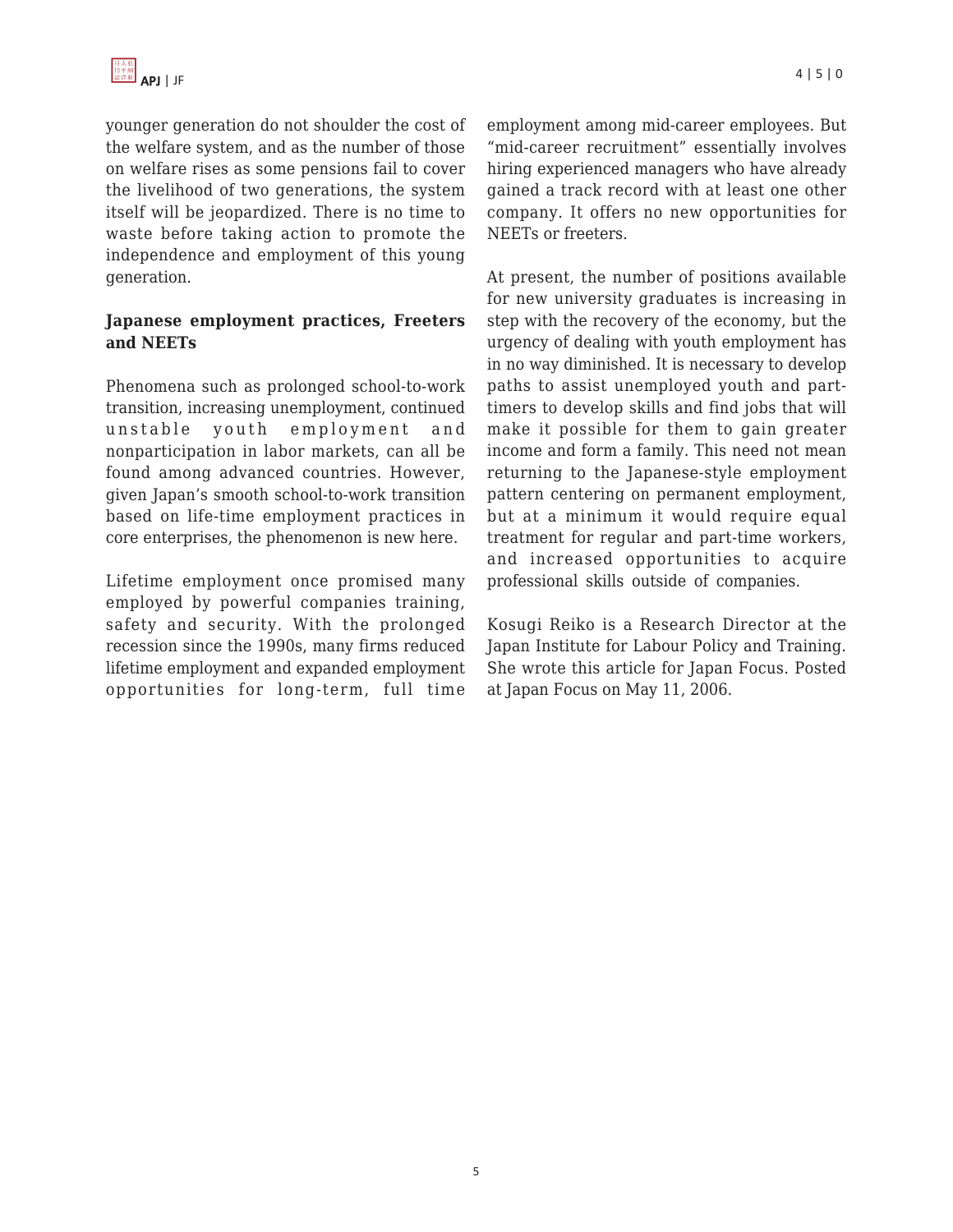younger generation do not shoulder the cost of the welfare system, and as the number of those on welfare rises as some pensions fail to cover the livelihood of two generations, the system itself will be jeopardized. There is no time to waste before taking action to promote the independence and employment of this young generation.

**Japanese employment practices, Freeters and NEETs**

Phenomena such as prolonged school-to-work transition, increasing unemployment, continued unstable youth employment and nonparticipation in labor markets, can all be found among advanced countries. However, given Japan's smooth school-to-work transition based on life-time employment practices in core enterprises, the phenomenon is new here.

Lifetime employment once promised many employed by powerful companies training, safety and security. With the prolonged recession since the 1990s, many firms reduced lifetime employment and expanded employment opportunities for long-term, full time employment among mid-career employees. But "mid-career recruitment" essentially involves hiring experienced managers who have already gained a track record with at least one other company. It offers no new opportunities for NEETs or freeters.

At present, the number of positions available for new university graduates is increasing in step with the recovery of the economy, but the urgency of dealing with youth employment has in no way diminished. It is necessary to develop paths to assist unemployed youth and part-timers to develop skills and find jobs that will make it possible for them to gain greater income and form a family. This need not mean returning to the Japanese-style employment pattern centering on permanent employment, but at a minimum it would require equal treatment for regular and part-time workers, and increased opportunities to acquire professional skills outside of companies.

Kosugi Reiko is a Research Director at the Japan Institute for Labour Policy and Training. She wrote this article for Japan Focus. Posted at Japan Focus on May 11, 2006.